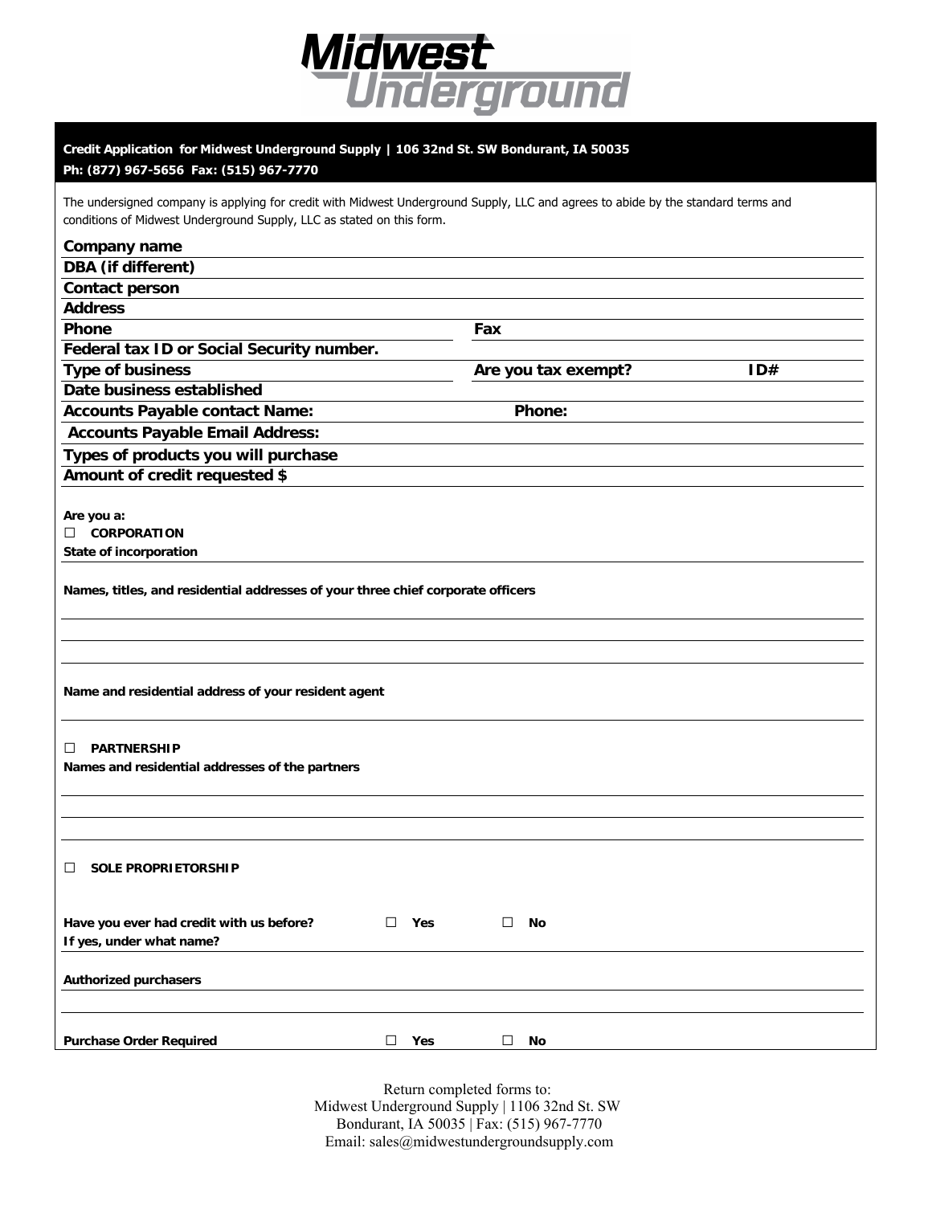# Midwest Underground

**Credit Application for Midwest Underground Supply | 106 32nd St. SW Bondurant, IA 50035**
**Ph: (877) 967-5656 Fax: (515) 967-7770**

The undersigned company is applying for credit with Midwest Underground Supply, LLC and agrees to abide by the standard terms and conditions of Midwest Underground Supply, LLC as stated on this form.

**Company name**

**DBA (if different)**

**Contact person**

**Address**

**Phone** | **Fax**

**Federal tax ID or Social Security number.**

**Type of business** | **Are you tax exempt?** | **ID#**

**Date business established**

**Accounts Payable contact Name:** | **Phone:**

**Accounts Payable Email Address:**

**Types of products you will purchase**

**Amount of credit requested $**

**Are you a:**

☐ **CORPORATION**

**State of incorporation**

**Names, titles, and residential addresses of your three chief corporate officers**

**Name and residential address of your resident agent**

☐ **PARTNERSHIP**

**Names and residential addresses of the partners**

☐ **SOLE PROPRIETORSHIP**

**Have you ever had credit with us before?** ☐ **Yes** ☐ **No**

**If yes, under what name?**

**Authorized purchasers**

**Purchase Order Required** ☐ **Yes** ☐ **No**

Return completed forms to:
Midwest Underground Supply | 1106 32nd St. SW
Bondurant, IA 50035 | Fax: (515) 967-7770
Email: sales@midwestundergroundsupply.com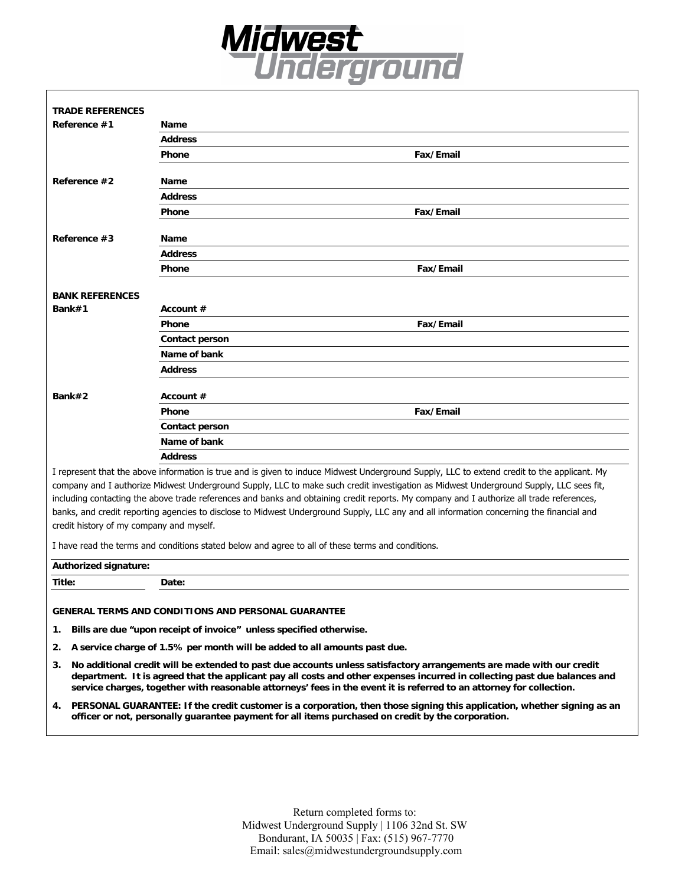# Midwest Underground

**TRADE REFERENCES**

**Reference #1**

**Name**

**Address**

**Phone** **Fax/Email**

**Reference #2**

**Name**

**Address**

**Phone** **Fax/Email**

**Reference #3**

**Name**

**Address**

**Phone** **Fax/Email**

**BANK REFERENCES**

**Bank#1**

**Account #**

**Phone** **Fax/Email**

**Contact person**

**Name of bank**

**Address**

**Bank#2**

**Account #**

**Phone** **Fax/Email**

**Contact person**

**Name of bank**

**Address**

I represent that the above information is true and is given to induce Midwest Underground Supply, LLC to extend credit to the applicant. My company and I authorize Midwest Underground Supply, LLC to make such credit investigation as Midwest Underground Supply, LLC sees fit, including contacting the above trade references and banks and obtaining credit reports. My company and I authorize all trade references, banks, and credit reporting agencies to disclose to Midwest Underground Supply, LLC any and all information concerning the financial and credit history of my company and myself.

I have read the terms and conditions stated below and agree to all of these terms and conditions.

**Authorized signature:**

**Title:** **Date:**

**GENERAL TERMS AND CONDITIONS AND PERSONAL GUARANTEE**

1. **Bills are due "upon receipt of invoice" unless specified otherwise.**
2. **A service charge of 1.5% per month will be added to all amounts past due.**
3. **No additional credit will be extended to past due accounts unless satisfactory arrangements are made with our credit department. It is agreed that the applicant pay all costs and other expenses incurred in collecting past due balances and service charges, together with reasonable attorneys' fees in the event it is referred to an attorney for collection.**
4. **PERSONAL GUARANTEE: If the credit customer is a corporation, then those signing this application, whether signing as an officer or not, personally guarantee payment for all items purchased on credit by the corporation.**

Return completed forms to:
Midwest Underground Supply | 1106 32nd St. SW
Bondurant, IA 50035 | Fax: (515) 967-7770
Email: sales@midwestundergroundsupply.com